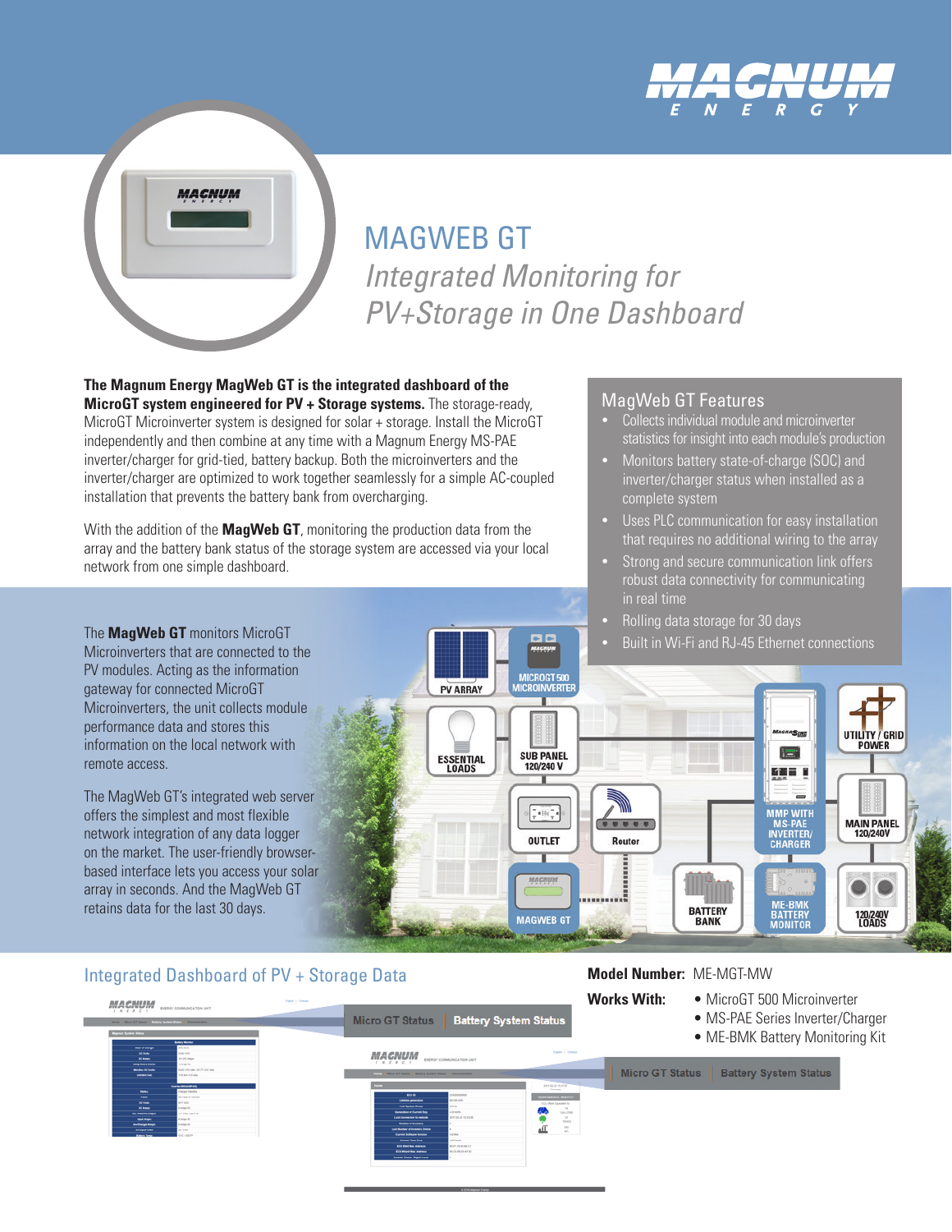# MAGWEB GT

## *Integrated Monitoring for PV+Storage in One Dashboard*

**The Magnum Energy MagWeb GT is the integrated dashboard of the MicroGT system engineered for PV + Storage systems.** The storage-ready, MicroGT Microinverter system is designed for solar + storage. Install the MicroGT independently and then combine at any time with a Magnum Energy MS-PAE inverter/charger for grid-tied, battery backup. Both the microinverters and the inverter/charger are optimized to work together seamlessly for a simple AC-coupled installation that prevents the battery bank from overcharging.

With the addition of the **MagWeb GT**, monitoring the production data from the array and the battery bank status of the storage system are accessed via your local network from one simple dashboard.

### MagWeb GT Features

- Collects individual module and microinverter statistics for insight into each module's production
- Monitors battery state-of-charge (SOC) and inverter/charger status when installed as a complete system
- Uses PLC communication for easy installation that requires no additional wiring to the array
- Strong and secure communication link offers robust data connectivity for communicating in real time
- Rolling data storage for 30 days
- Built in Wi-Fi and RJ-45 Ethernet connections

The **MagWeb GT** monitors MicroGT Microinverters that are connected to the PV modules. Acting as the information gateway for connected MicroGT Microinverters, the unit collects module performance data and stores this information on the local network with remote access.

The MagWeb GT's integrated web server offers the simplest and most flexible network integration of any data logger on the market. The user-friendly browser-based interface lets you access your solar array in seconds. And the MagWeb GT retains data for the last 30 days.

PV ARRAY · MICROGT 500 MICROINVERTER · ESSENTIAL LOADS · SUB PANEL 120/240 V · OUTLET · Router · MAGWEB GT · BATTERY BANK · MMP WITH MS-PAE INVERTER/CHARGER · ME-BMK BATTERY MONITOR · UTILITY / GRID POWER · MAIN PANEL 120/240V · 120/240V LOADS

## Integrated Dashboard of PV + Storage Data

Micro GT Status | Battery System Status

**Model Number:** ME-MGT-MW

**Works With:**
- MicroGT 500 Microinverter
- MS-PAE Series Inverter/Charger
- ME-BMK Battery Monitoring Kit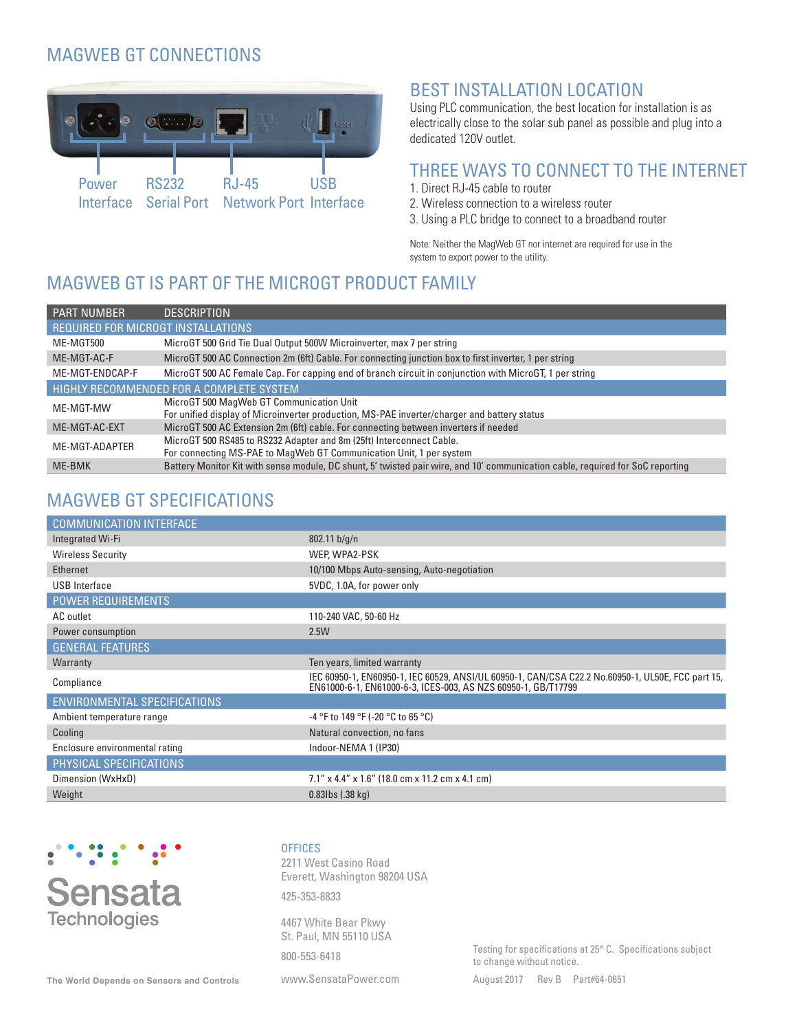## MAGWEB GT CONNECTIONS

Power Interface
RS232 Serial Port
RJ-45 Network Port
USB Interface

## BEST INSTALLATION LOCATION

Using PLC communication, the best location for installation is as electrically close to the solar sub panel as possible and plug into a dedicated 120V outlet.

## THREE WAYS TO CONNECT TO THE INTERNET

1. Direct RJ-45 cable to router
2. Wireless connection to a wireless router
3. Using a PLC bridge to connect to a broadband router

Note: Neither the MagWeb GT nor internet are required for use in the system to export power to the utility.

## MAGWEB GT IS PART OF THE MICROGT PRODUCT FAMILY

| PART NUMBER | DESCRIPTION |
|---|---|
| **REQUIRED FOR MICROGT INSTALLATIONS** | |
| ME-MGT500 | MicroGT 500 Grid Tie Dual Output 500W Microinverter, max 7 per string |
| ME-MGT-AC-F | MicroGT 500 AC Connection 2m (6ft) Cable. For connecting junction box to first inverter, 1 per string |
| ME-MGT-ENDCAP-F | MicroGT 500 AC Female Cap. For capping end of branch circuit in conjunction with MicroGT, 1 per string |
| **HIGHLY RECOMMENDED FOR A COMPLETE SYSTEM** | |
| ME-MGT-MW | MicroGT 500 MagWeb GT Communication Unit<br>For unified display of Microinverter production, MS-PAE inverter/charger and battery status |
| ME-MGT-AC-EXT | MicroGT 500 AC Extension 2m (6ft) cable. For connecting between inverters if needed |
| ME-MGT-ADAPTER | MicroGT 500 RS485 to RS232 Adapter and 8m (25ft) Interconnect Cable.<br>For connecting MS-PAE to MagWeb GT Communication Unit, 1 per system |
| ME-BMK | Battery Monitor Kit with sense module, DC shunt, 5' twisted pair wire, and 10' communication cable, required for SoC reporting |

## MAGWEB GT SPECIFICATIONS

| | |
|---|---|
| **COMMUNICATION INTERFACE** | |
| Integrated Wi-Fi | 802.11 b/g/n |
| Wireless Security | WEP, WPA2-PSK |
| Ethernet | 10/100 Mbps Auto-sensing, Auto-negotiation |
| USB Interface | 5VDC, 1.0A, for power only |
| **POWER REQUIREMENTS** | |
| AC outlet | 110-240 VAC, 50-60 Hz |
| Power consumption | 2.5W |
| **GENERAL FEATURES** | |
| Warranty | Ten years, limited warranty |
| Compliance | IEC 60950-1, EN60950-1, IEC 60529, ANSI/UL 60950-1, CAN/CSA C22.2 No.60950-1, UL50E, FCC part 15, EN61000-6-1, EN61000-6-3, ICES-003, AS NZS 60950-1, GB/T17799 |
| **ENVIRONMENTAL SPECIFICATIONS** | |
| Ambient temperature range | -4 °F to 149 °F (-20 °C to 65 °C) |
| Cooling | Natural convection, no fans |
| Enclosure environmental rating | Indoor-NEMA 1 (IP30) |
| **PHYSICAL SPECIFICATIONS** | |
| Dimension (WxHxD) | 7.1" x 4.4" x 1.6" (18.0 cm x 11.2 cm x 4.1 cm) |
| Weight | 0.83lbs (.38 kg) |

Sensata Technologies

The World Depends on Sensors and Controls

OFFICES

2211 West Casino Road
Everett, Washington 98204 USA

425-353-8833

4467 White Bear Pkwy
St. Paul, MN 55110 USA

800-553-6418

www.SensataPower.com

Testing for specifications at 25° C. Specifications subject to change without notice.

August 2017 Rev B Part#64-0651